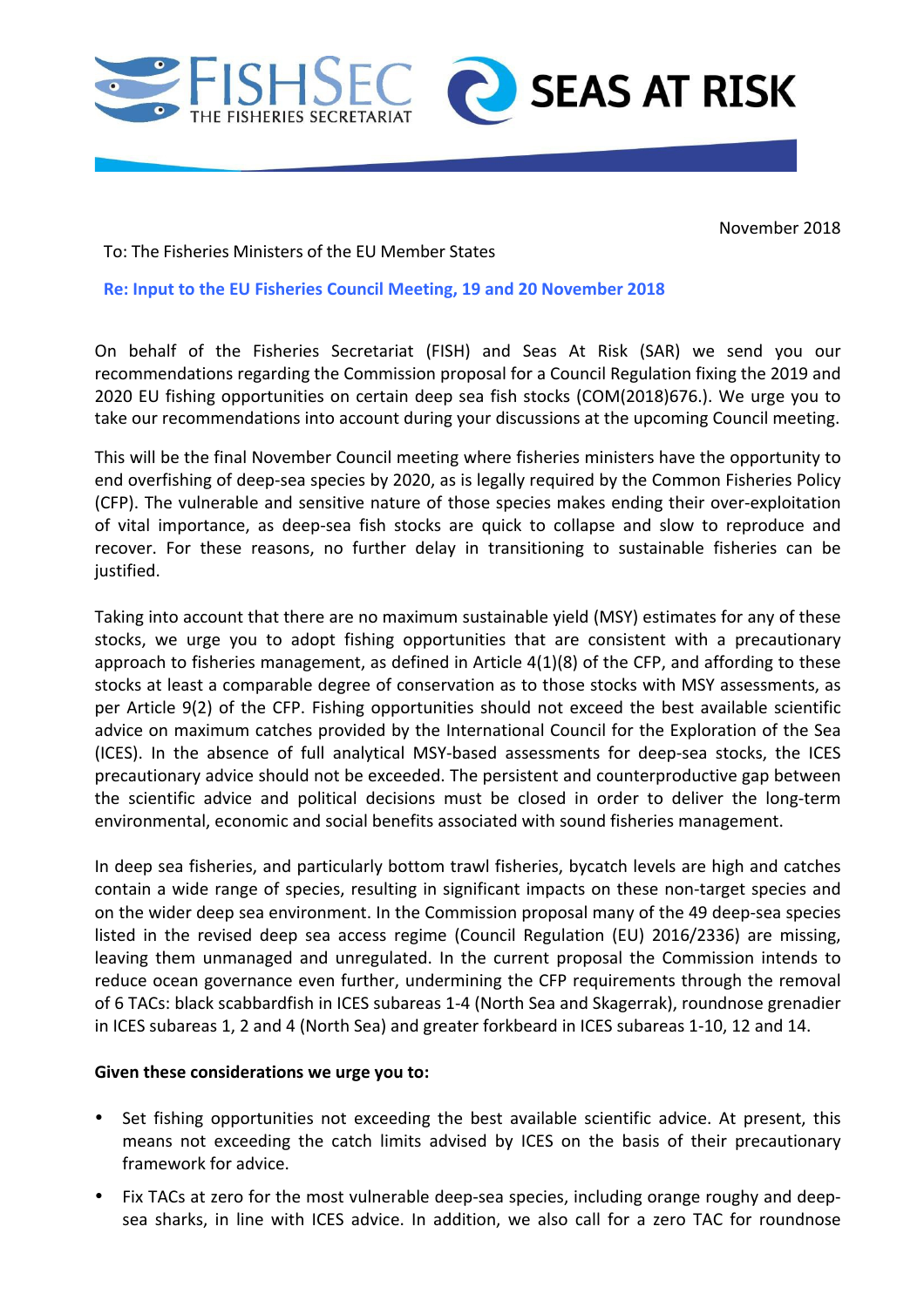November 2018

To: The Fisheries Ministers of the EU Member States

**Re: Input to the EU Fisheries Council Meeting, 19 and 20 November 2018**

On behalf of the Fisheries Secretariat (FISH) and Seas At Risk (SAR) we send you our recommendations regarding the Commission proposal for a Council Regulation fixing the 2019 and 2020 EU fishing opportunities on certain deep sea fish stocks (COM(2018)676.). We urge you to take our recommendations into account during your discussions at the upcoming Council meeting.

This will be the final November Council meeting where fisheries ministers have the opportunity to end overfishing of deep-sea species by 2020, as is legally required by the Common Fisheries Policy (CFP). The vulnerable and sensitive nature of those species makes ending their over-exploitation of vital importance, as deep-sea fish stocks are quick to collapse and slow to reproduce and recover. For these reasons, no further delay in transitioning to sustainable fisheries can be justified.

Taking into account that there are no maximum sustainable yield (MSY) estimates for any of these stocks, we urge you to adopt fishing opportunities that are consistent with a precautionary approach to fisheries management, as defined in Article 4(1)(8) of the CFP, and affording to these stocks at least a comparable degree of conservation as to those stocks with MSY assessments, as per Article 9(2) of the CFP. Fishing opportunities should not exceed the best available scientific advice on maximum catches provided by the International Council for the Exploration of the Sea (ICES). In the absence of full analytical MSY-based assessments for deep-sea stocks, the ICES precautionary advice should not be exceeded. The persistent and counterproductive gap between the scientific advice and political decisions must be closed in order to deliver the long-term environmental, economic and social benefits associated with sound fisheries management.

In deep sea fisheries, and particularly bottom trawl fisheries, bycatch levels are high and catches contain a wide range of species, resulting in significant impacts on these non-target species and on the wider deep sea environment. In the Commission proposal many of the 49 deep-sea species listed in the revised deep sea access regime (Council Regulation (EU) 2016/2336) are missing, leaving them unmanaged and unregulated. In the current proposal the Commission intends to reduce ocean governance even further, undermining the CFP requirements through the removal of 6 TACs: black scabbardfish in ICES subareas 1-4 (North Sea and Skagerrak), roundnose grenadier in ICES subareas 1, 2 and 4 (North Sea) and greater forkbeard in ICES subareas 1-10, 12 and 14.

**Given these considerations we urge you to:**

- Set fishing opportunities not exceeding the best available scientific advice. At present, this means not exceeding the catch limits advised by ICES on the basis of their precautionary framework for advice.
- Fix TACs at zero for the most vulnerable deep-sea species, including orange roughy and deep-sea sharks, in line with ICES advice. In addition, we also call for a zero TAC for roundnose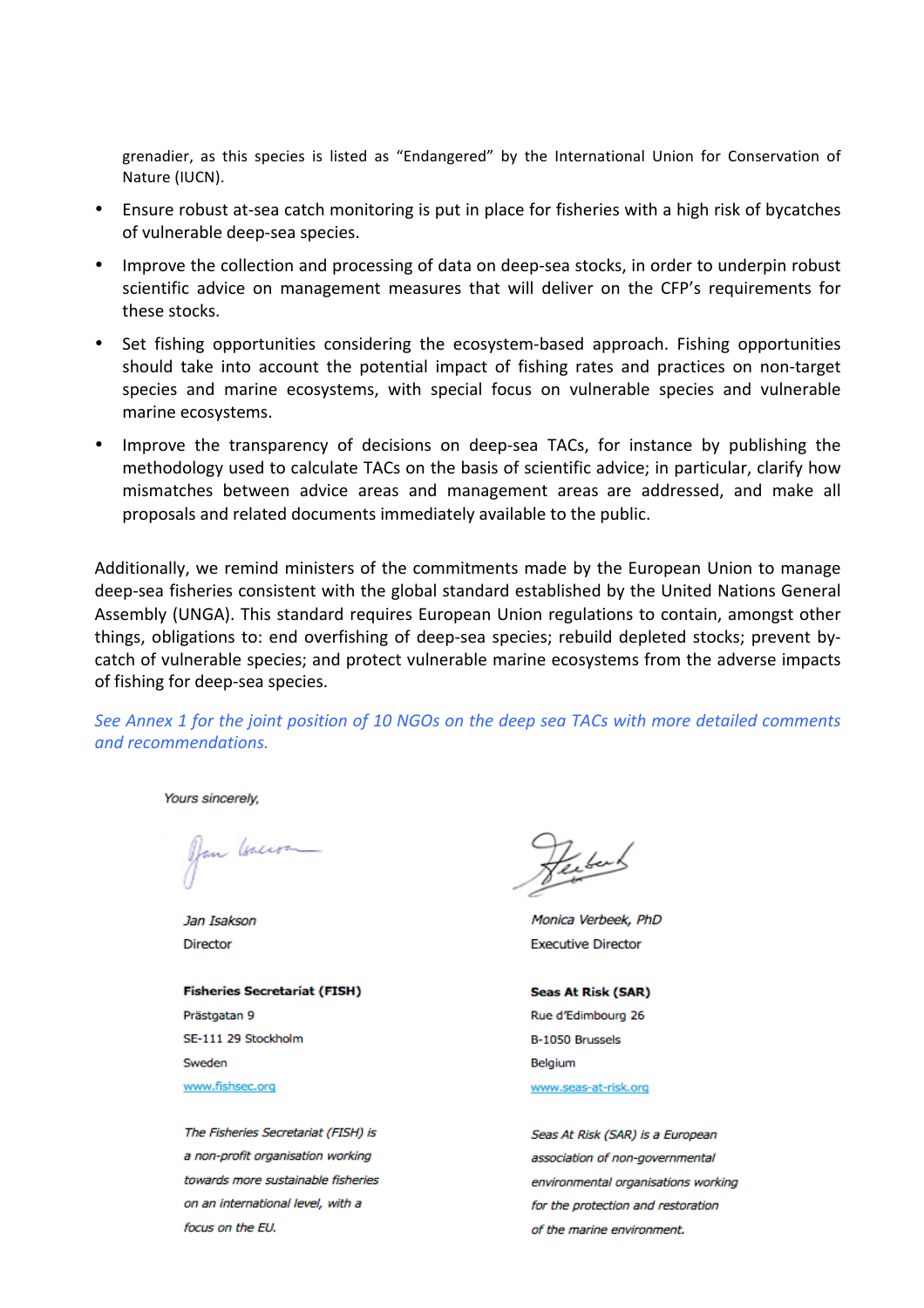grenadier, as this species is listed as "Endangered" by the International Union for Conservation of Nature (IUCN).

- Ensure robust at-sea catch monitoring is put in place for fisheries with a high risk of bycatches of vulnerable deep-sea species.
- Improve the collection and processing of data on deep-sea stocks, in order to underpin robust scientific advice on management measures that will deliver on the CFP's requirements for these stocks.
- Set fishing opportunities considering the ecosystem-based approach. Fishing opportunities should take into account the potential impact of fishing rates and practices on non-target species and marine ecosystems, with special focus on vulnerable species and vulnerable marine ecosystems.
- Improve the transparency of decisions on deep-sea TACs, for instance by publishing the methodology used to calculate TACs on the basis of scientific advice; in particular, clarify how mismatches between advice areas and management areas are addressed, and make all proposals and related documents immediately available to the public.

Additionally, we remind ministers of the commitments made by the European Union to manage deep-sea fisheries consistent with the global standard established by the United Nations General Assembly (UNGA). This standard requires European Union regulations to contain, amongst other things, obligations to: end overfishing of deep-sea species; rebuild depleted stocks; prevent by-catch of vulnerable species; and protect vulnerable marine ecosystems from the adverse impacts of fishing for deep-sea species.

*See Annex 1 for the joint position of 10 NGOs on the deep sea TACs with more detailed comments and recommendations.*

*Yours sincerely,*

*Jan Isakson*
Director

**Fisheries Secretariat (FISH)**
Prästgatan 9
SE-111 29 Stockholm
Sweden
www.fishsec.org

*The Fisheries Secretariat (FISH) is a non-profit organisation working towards more sustainable fisheries on an international level, with a focus on the EU.*

*Monica Verbeek, PhD*
Executive Director

**Seas At Risk (SAR)**
Rue d'Edimbourg 26
B-1050 Brussels
Belgium
www.seas-at-risk.org

*Seas At Risk (SAR) is a European association of non-governmental environmental organisations working for the protection and restoration of the marine environment.*